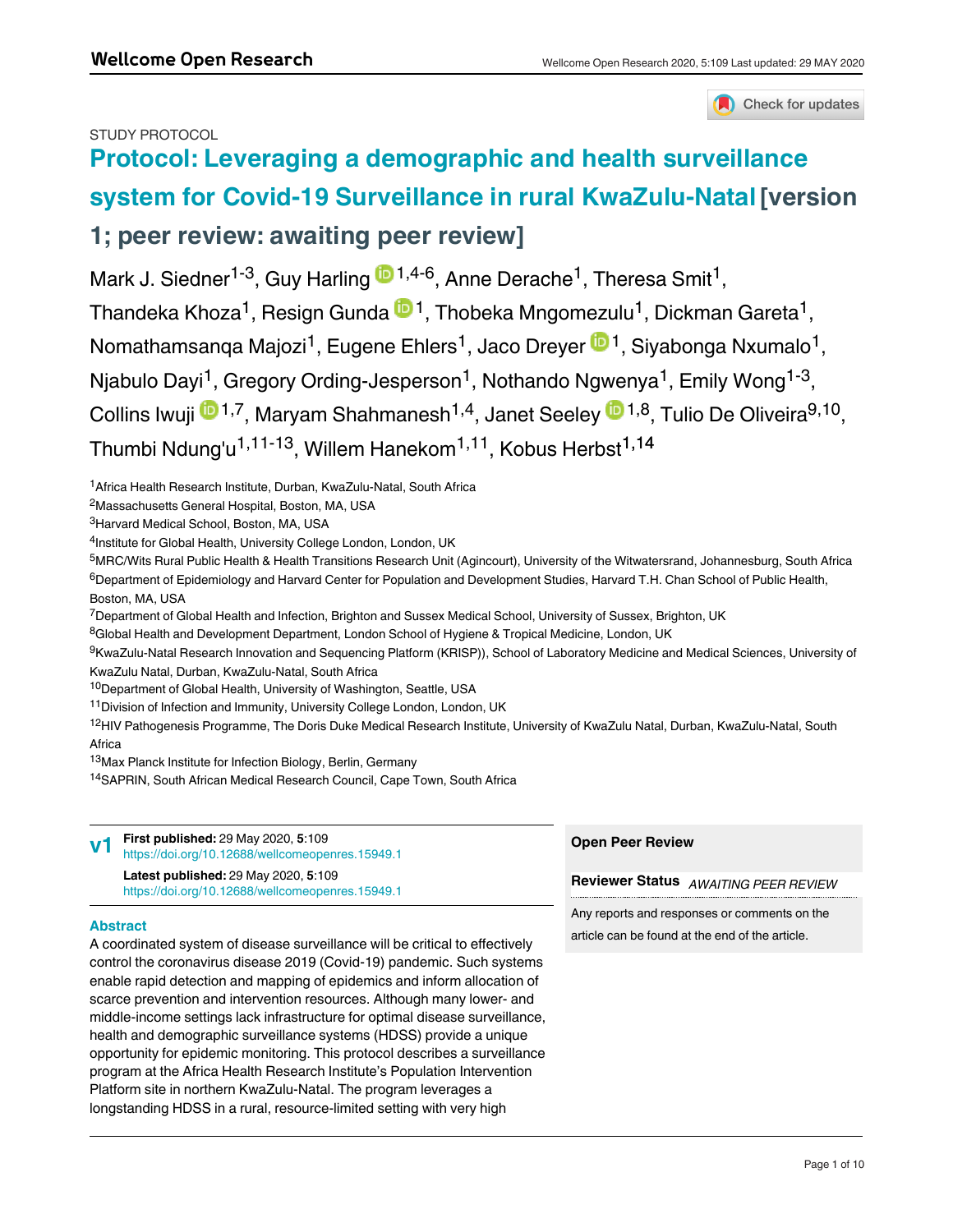STUDY PROTOCOL

# Protocol: Leveraging a demographic and health surveillance system for Covid-19 Surveillance in rural KwaZulu-Natal [version 1; peer review: awaiting peer review]

Mark J. Siedner[1-3], Guy Harling[1,4-6], Anne Derache[1], Theresa Smit[1], Thandeka Khoza[1], Resign Gunda[1], Thobeka Mngomezulu[1], Dickman Gareta[1], Nomathamsanqa Majozi[1], Eugene Ehlers[1], Jaco Dreyer[1], Siyabonga Nxumalo[1], Njabulo Dayi[1], Gregory Ording-Jesperson[1], Nothando Ngwenya[1], Emily Wong[1-3], Collins Iwuji[1,7], Maryam Shahmanesh[1,4], Janet Seeley[1,8], Tulio De Oliveira[9,10], Thumbi Ndung'u[1,11-13], Willem Hanekom[1,11], Kobus Herbst[1,14]

[1]Africa Health Research Institute, Durban, KwaZulu-Natal, South Africa
[2]Massachusetts General Hospital, Boston, MA, USA
[3]Harvard Medical School, Boston, MA, USA
[4]Institute for Global Health, University College London, London, UK
[5]MRC/Wits Rural Public Health & Health Transitions Research Unit (Agincourt), University of the Witwatersrand, Johannesburg, South Africa
[6]Department of Epidemiology and Harvard Center for Population and Development Studies, Harvard T.H. Chan School of Public Health, Boston, MA, USA
[7]Department of Global Health and Infection, Brighton and Sussex Medical School, University of Sussex, Brighton, UK
[8]Global Health and Development Department, London School of Hygiene & Tropical Medicine, London, UK
[9]KwaZulu-Natal Research Innovation and Sequencing Platform (KRISP)), School of Laboratory Medicine and Medical Sciences, University of KwaZulu Natal, Durban, KwaZulu-Natal, South Africa
[10]Department of Global Health, University of Washington, Seattle, USA
[11]Division of Infection and Immunity, University College London, London, UK
[12]HIV Pathogenesis Programme, The Doris Duke Medical Research Institute, University of KwaZulu Natal, Durban, KwaZulu-Natal, South Africa
[13]Max Planck Institute for Infection Biology, Berlin, Germany
[14]SAPRIN, South African Medical Research Council, Cape Town, South Africa

**v1** **First published:** 29 May 2020, **5**:109
https://doi.org/10.12688/wellcomeopenres.15949.1
**Latest published:** 29 May 2020, **5**:109
https://doi.org/10.12688/wellcomeopenres.15949.1

**Open Peer Review**

**Reviewer Status** *AWAITING PEER REVIEW*

Any reports and responses or comments on the article can be found at the end of the article.

## Abstract

A coordinated system of disease surveillance will be critical to effectively control the coronavirus disease 2019 (Covid-19) pandemic. Such systems enable rapid detection and mapping of epidemics and inform allocation of scarce prevention and intervention resources. Although many lower- and middle-income settings lack infrastructure for optimal disease surveillance, health and demographic surveillance systems (HDSS) provide a unique opportunity for epidemic monitoring. This protocol describes a surveillance program at the Africa Health Research Institute's Population Intervention Platform site in northern KwaZulu-Natal. The program leverages a longstanding HDSS in a rural, resource-limited setting with very high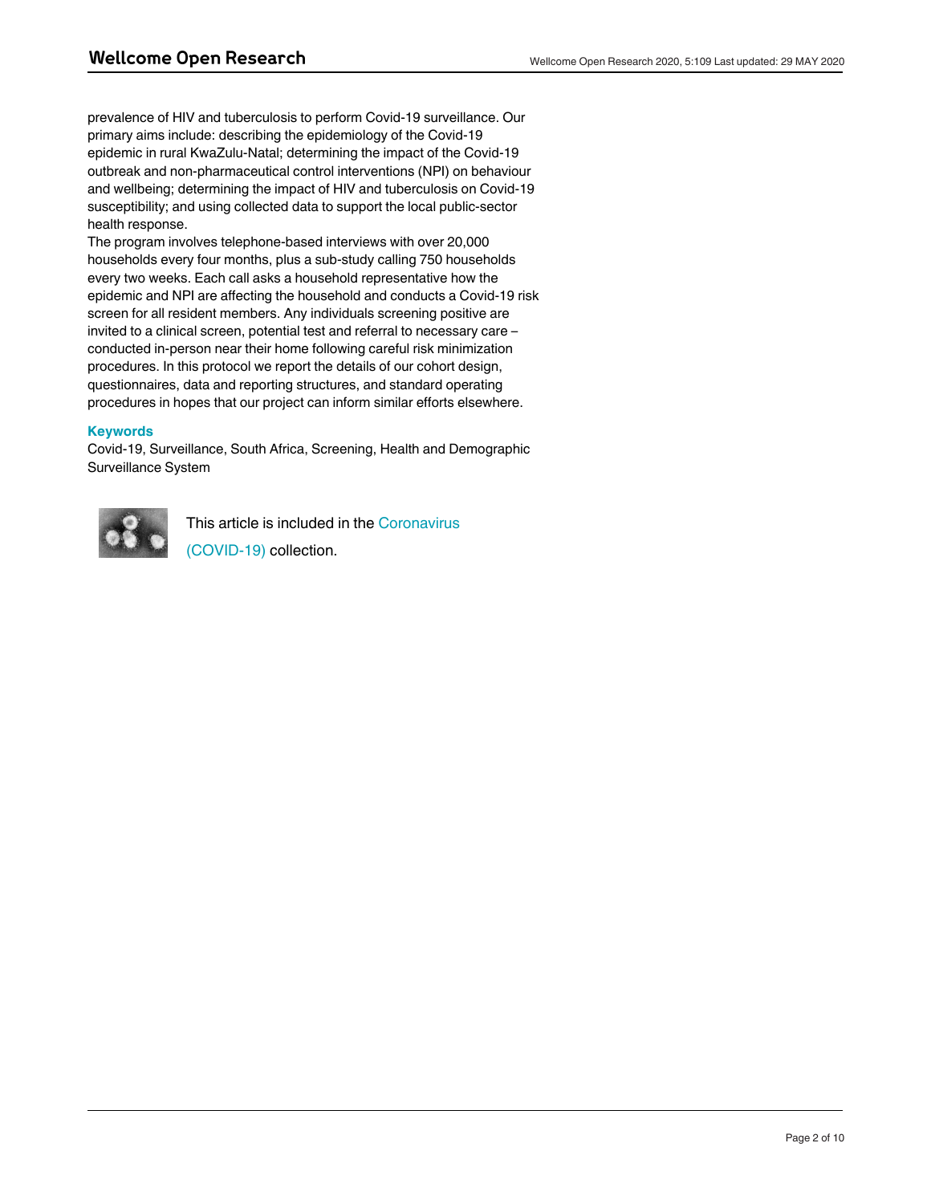prevalence of HIV and tuberculosis to perform Covid-19 surveillance. Our primary aims include: describing the epidemiology of the Covid-19 epidemic in rural KwaZulu-Natal; determining the impact of the Covid-19 outbreak and non-pharmaceutical control interventions (NPI) on behaviour and wellbeing; determining the impact of HIV and tuberculosis on Covid-19 susceptibility; and using collected data to support the local public-sector health response.

The program involves telephone-based interviews with over 20,000 households every four months, plus a sub-study calling 750 households every two weeks. Each call asks a household representative how the epidemic and NPI are affecting the household and conducts a Covid-19 risk screen for all resident members. Any individuals screening positive are invited to a clinical screen, potential test and referral to necessary care – conducted in-person near their home following careful risk minimization procedures. In this protocol we report the details of our cohort design, questionnaires, data and reporting structures, and standard operating procedures in hopes that our project can inform similar efforts elsewhere.

### Keywords

Covid-19, Surveillance, South Africa, Screening, Health and Demographic Surveillance System

This article is included in the Coronavirus (COVID-19) collection.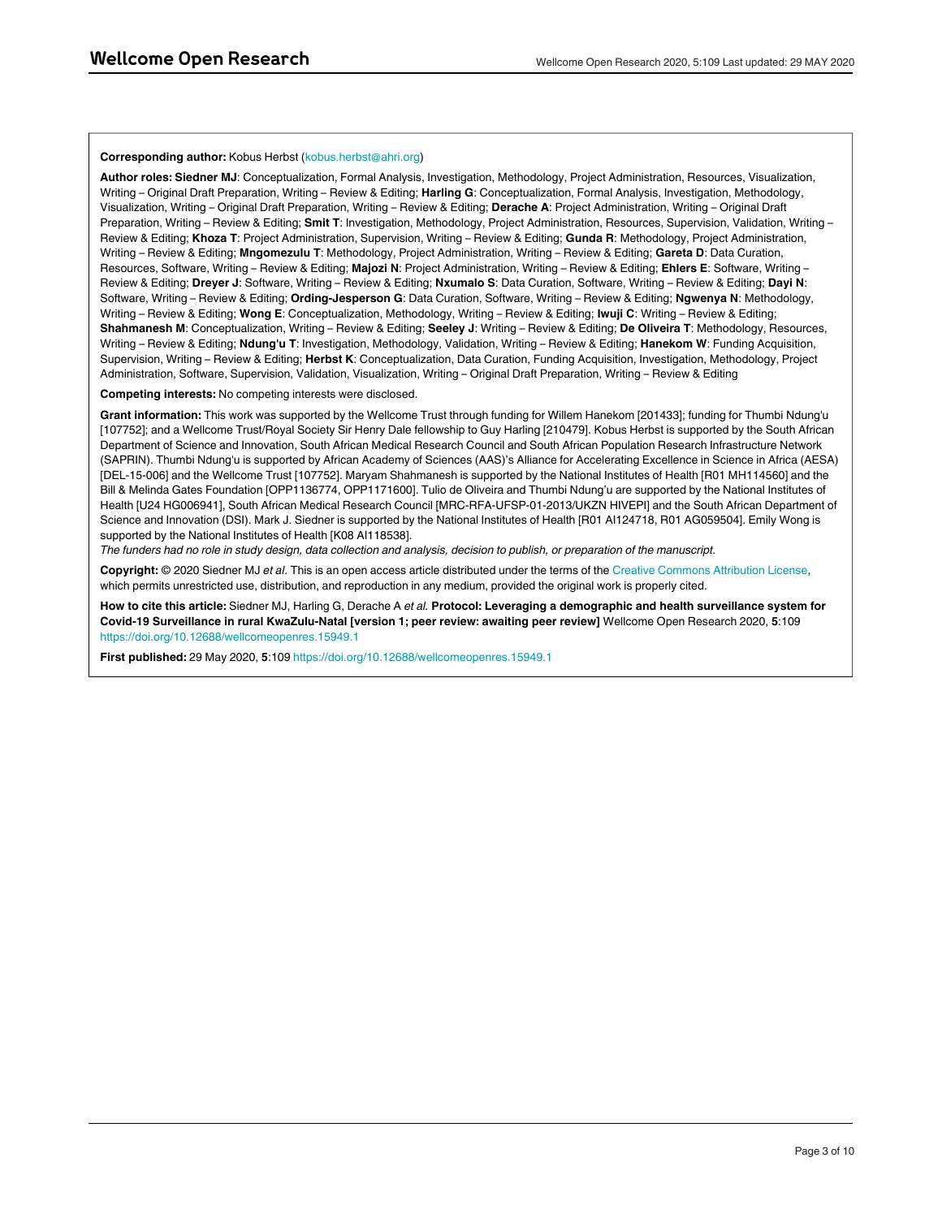**Corresponding author:** Kobus Herbst (kobus.herbst@ahri.org)

**Author roles: Siedner MJ**: Conceptualization, Formal Analysis, Investigation, Methodology, Project Administration, Resources, Visualization, Writing – Original Draft Preparation, Writing – Review & Editing; **Harling G**: Conceptualization, Formal Analysis, Investigation, Methodology, Visualization, Writing – Original Draft Preparation, Writing – Review & Editing; **Derache A**: Project Administration, Writing – Original Draft Preparation, Writing – Review & Editing; **Smit T**: Investigation, Methodology, Project Administration, Resources, Supervision, Validation, Writing – Review & Editing; **Khoza T**: Project Administration, Supervision, Writing – Review & Editing; **Gunda R**: Methodology, Project Administration, Writing – Review & Editing; **Mngomezulu T**: Methodology, Project Administration, Writing – Review & Editing; **Gareta D**: Data Curation, Resources, Software, Writing – Review & Editing; **Majozi N**: Project Administration, Writing – Review & Editing; **Ehlers E**: Software, Writing – Review & Editing; **Dreyer J**: Software, Writing – Review & Editing; **Nxumalo S**: Data Curation, Software, Writing – Review & Editing; **Dayi N**: Software, Writing – Review & Editing; **Ording-Jesperson G**: Data Curation, Software, Writing – Review & Editing; **Ngwenya N**: Methodology, Writing – Review & Editing; **Wong E**: Conceptualization, Methodology, Writing – Review & Editing; **Iwuji C**: Writing – Review & Editing; **Shahmanesh M**: Conceptualization, Writing – Review & Editing; **Seeley J**: Writing – Review & Editing; **De Oliveira T**: Methodology, Resources, Writing – Review & Editing; **Ndung'u T**: Investigation, Methodology, Validation, Writing – Review & Editing; **Hanekom W**: Funding Acquisition, Supervision, Writing – Review & Editing; **Herbst K**: Conceptualization, Data Curation, Funding Acquisition, Investigation, Methodology, Project Administration, Software, Supervision, Validation, Visualization, Writing – Original Draft Preparation, Writing – Review & Editing

**Competing interests:** No competing interests were disclosed.

**Grant information:** This work was supported by the Wellcome Trust through funding for Willem Hanekom [201433]; funding for Thumbi Ndung'u [107752]; and a Wellcome Trust/Royal Society Sir Henry Dale fellowship to Guy Harling [210479]. Kobus Herbst is supported by the South African Department of Science and Innovation, South African Medical Research Council and South African Population Research Infrastructure Network (SAPRIN). Thumbi Ndung'u is supported by African Academy of Sciences (AAS)'s Alliance for Accelerating Excellence in Science in Africa (AESA) [DEL-15-006] and the Wellcome Trust [107752]. Maryam Shahmanesh is supported by the National Institutes of Health [R01 MH114560] and the Bill & Melinda Gates Foundation [OPP1136774, OPP1171600]. Tulio de Oliveira and Thumbi Ndung'u are supported by the National Institutes of Health [U24 HG006941], South African Medical Research Council [MRC-RFA-UFSP-01-2013/UKZN HIVEPI] and the South African Department of Science and Innovation (DSI). Mark J. Siedner is supported by the National Institutes of Health [R01 AI124718, R01 AG059504]. Emily Wong is supported by the National Institutes of Health [K08 AI118538].

*The funders had no role in study design, data collection and analysis, decision to publish, or preparation of the manuscript.*

**Copyright:** © 2020 Siedner MJ *et al*. This is an open access article distributed under the terms of the Creative Commons Attribution License, which permits unrestricted use, distribution, and reproduction in any medium, provided the original work is properly cited.

**How to cite this article:** Siedner MJ, Harling G, Derache A *et al.* **Protocol: Leveraging a demographic and health surveillance system for Covid-19 Surveillance in rural KwaZulu-Natal [version 1; peer review: awaiting peer review]** Wellcome Open Research 2020, **5**:109 https://doi.org/10.12688/wellcomeopenres.15949.1

**First published:** 29 May 2020, **5**:109 https://doi.org/10.12688/wellcomeopenres.15949.1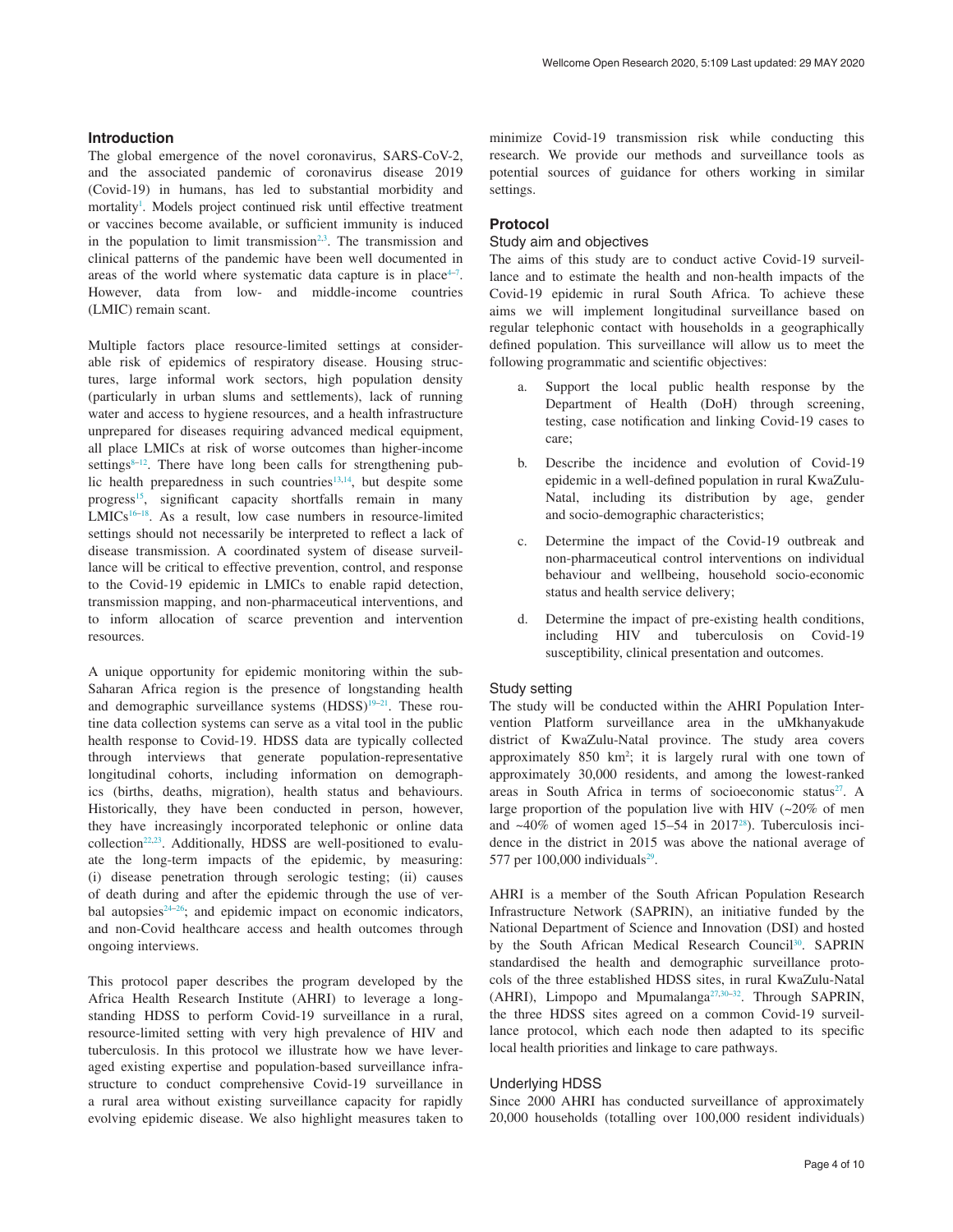## Introduction

The global emergence of the novel coronavirus, SARS-CoV-2, and the associated pandemic of coronavirus disease 2019 (Covid-19) in humans, has led to substantial morbidity and mortality[1]. Models project continued risk until effective treatment or vaccines become available, or sufficient immunity is induced in the population to limit transmission[2,3]. The transmission and clinical patterns of the pandemic have been well documented in areas of the world where systematic data capture is in place[4–7]. However, data from low- and middle-income countries (LMIC) remain scant.

Multiple factors place resource-limited settings at considerable risk of epidemics of respiratory disease. Housing structures, large informal work sectors, high population density (particularly in urban slums and settlements), lack of running water and access to hygiene resources, and a health infrastructure unprepared for diseases requiring advanced medical equipment, all place LMICs at risk of worse outcomes than higher-income settings[8–12]. There have long been calls for strengthening public health preparedness in such countries[13,14], but despite some progress[15], significant capacity shortfalls remain in many LMICs[16–18]. As a result, low case numbers in resource-limited settings should not necessarily be interpreted to reflect a lack of disease transmission. A coordinated system of disease surveillance will be critical to effective prevention, control, and response to the Covid-19 epidemic in LMICs to enable rapid detection, transmission mapping, and non-pharmaceutical interventions, and to inform allocation of scarce prevention and intervention resources.

A unique opportunity for epidemic monitoring within the sub-Saharan Africa region is the presence of longstanding health and demographic surveillance systems (HDSS)[19–21]. These routine data collection systems can serve as a vital tool in the public health response to Covid-19. HDSS data are typically collected through interviews that generate population-representative longitudinal cohorts, including information on demographics (births, deaths, migration), health status and behaviours. Historically, they have been conducted in person, however, they have increasingly incorporated telephonic or online data collection[22,23]. Additionally, HDSS are well-positioned to evaluate the long-term impacts of the epidemic, by measuring: (i) disease penetration through serologic testing; (ii) causes of death during and after the epidemic through the use of verbal autopsies[24–26]; and epidemic impact on economic indicators, and non-Covid healthcare access and health outcomes through ongoing interviews.

This protocol paper describes the program developed by the Africa Health Research Institute (AHRI) to leverage a longstanding HDSS to perform Covid-19 surveillance in a rural, resource-limited setting with very high prevalence of HIV and tuberculosis. In this protocol we illustrate how we have leveraged existing expertise and population-based surveillance infrastructure to conduct comprehensive Covid-19 surveillance in a rural area without existing surveillance capacity for rapidly evolving epidemic disease. We also highlight measures taken to minimize Covid-19 transmission risk while conducting this research. We provide our methods and surveillance tools as potential sources of guidance for others working in similar settings.

## Protocol

### Study aim and objectives

The aims of this study are to conduct active Covid-19 surveillance and to estimate the health and non-health impacts of the Covid-19 epidemic in rural South Africa. To achieve these aims we will implement longitudinal surveillance based on regular telephonic contact with households in a geographically defined population. This surveillance will allow us to meet the following programmatic and scientific objectives:

a. Support the local public health response by the Department of Health (DoH) through screening, testing, case notification and linking Covid-19 cases to care;

b. Describe the incidence and evolution of Covid-19 epidemic in a well-defined population in rural KwaZulu-Natal, including its distribution by age, gender and socio-demographic characteristics;

c. Determine the impact of the Covid-19 outbreak and non-pharmaceutical control interventions on individual behaviour and wellbeing, household socio-economic status and health service delivery;

d. Determine the impact of pre-existing health conditions, including HIV and tuberculosis on Covid-19 susceptibility, clinical presentation and outcomes.

### Study setting

The study will be conducted within the AHRI Population Intervention Platform surveillance area in the uMkhanyakude district of KwaZulu-Natal province. The study area covers approximately 850 km$^2$; it is largely rural with one town of approximately 30,000 residents, and among the lowest-ranked areas in South Africa in terms of socioeconomic status[27]. A large proportion of the population live with HIV (~20% of men and ~40% of women aged 15–54 in 2017[28]). Tuberculosis incidence in the district in 2015 was above the national average of 577 per 100,000 individuals[29].

AHRI is a member of the South African Population Research Infrastructure Network (SAPRIN), an initiative funded by the National Department of Science and Innovation (DSI) and hosted by the South African Medical Research Council[30]. SAPRIN standardised the health and demographic surveillance protocols of the three established HDSS sites, in rural KwaZulu-Natal (AHRI), Limpopo and Mpumalanga[27,30–32]. Through SAPRIN, the three HDSS sites agreed on a common Covid-19 surveillance protocol, which each node then adapted to its specific local health priorities and linkage to care pathways.

### Underlying HDSS

Since 2000 AHRI has conducted surveillance of approximately 20,000 households (totalling over 100,000 resident individuals)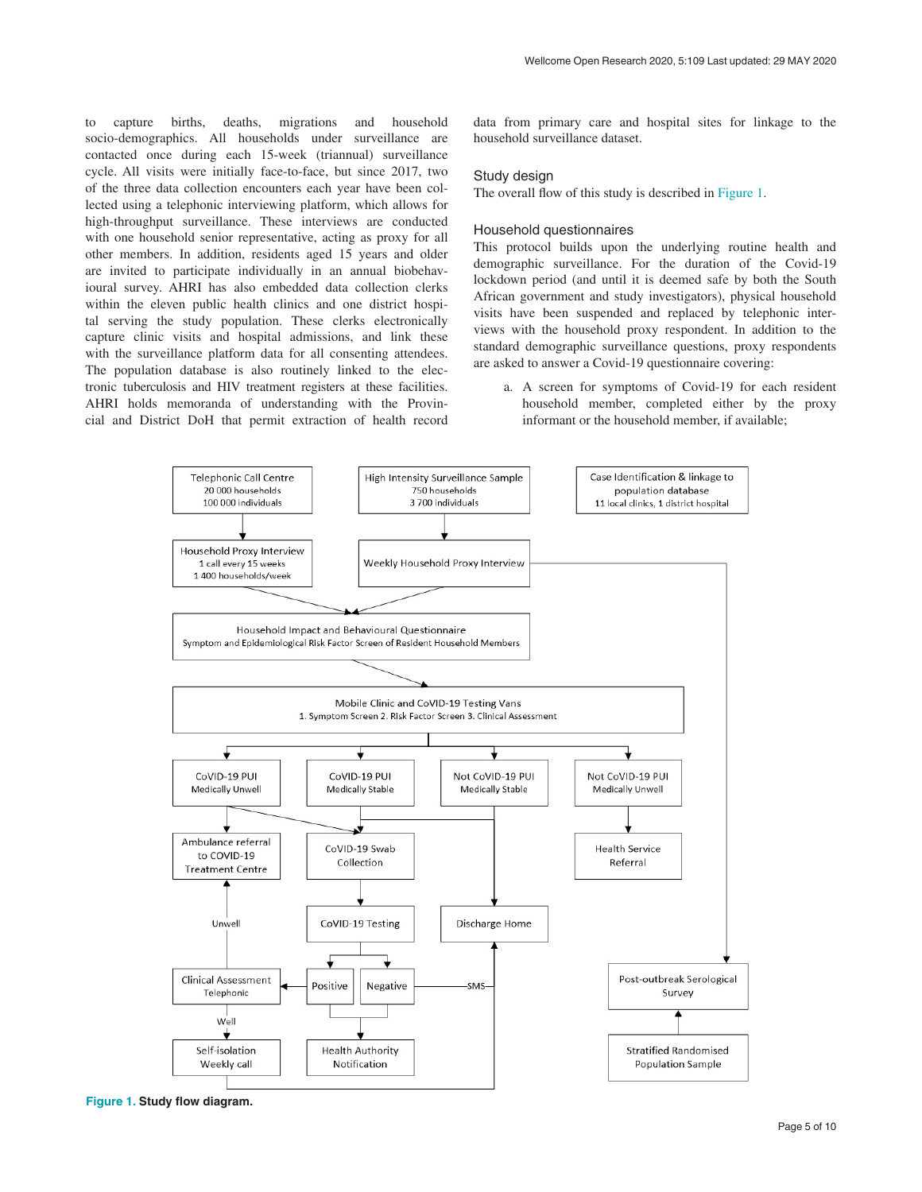to capture births, deaths, migrations and household socio-demographics. All households under surveillance are contacted once during each 15-week (triannual) surveillance cycle. All visits were initially face-to-face, but since 2017, two of the three data collection encounters each year have been collected using a telephonic interviewing platform, which allows for high-throughput surveillance. These interviews are conducted with one household senior representative, acting as proxy for all other members. In addition, residents aged 15 years and older are invited to participate individually in an annual biobehavioural survey. AHRI has also embedded data collection clerks within the eleven public health clinics and one district hospital serving the study population. These clerks electronically capture clinic visits and hospital admissions, and link these with the surveillance platform data for all consenting attendees. The population database is also routinely linked to the electronic tuberculosis and HIV treatment registers at these facilities. AHRI holds memoranda of understanding with the Provincial and District DoH that permit extraction of health record data from primary care and hospital sites for linkage to the household surveillance dataset.

## Study design

The overall flow of this study is described in Figure 1.

## Household questionnaires

This protocol builds upon the underlying routine health and demographic surveillance. For the duration of the Covid-19 lockdown period (and until it is deemed safe by both the South African government and study investigators), physical household visits have been suspended and replaced by telephonic interviews with the household proxy respondent. In addition to the standard demographic surveillance questions, proxy respondents are asked to answer a Covid-19 questionnaire covering:

a. A screen for symptoms of Covid-19 for each resident household member, completed either by the proxy informant or the household member, if available;

**Figure 1. Study flow diagram.**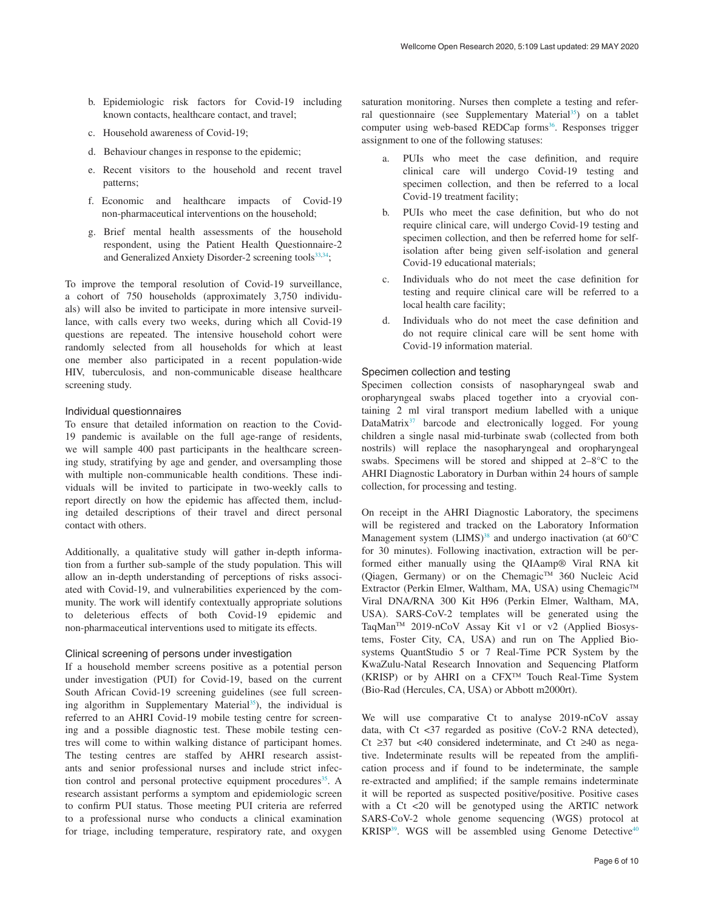b. Epidemiologic risk factors for Covid-19 including known contacts, healthcare contact, and travel;

c. Household awareness of Covid-19;

d. Behaviour changes in response to the epidemic;

e. Recent visitors to the household and recent travel patterns;

f. Economic and healthcare impacts of Covid-19 non-pharmaceutical interventions on the household;

g. Brief mental health assessments of the household respondent, using the Patient Health Questionnaire-2 and Generalized Anxiety Disorder-2 screening tools[33,34];

To improve the temporal resolution of Covid-19 surveillance, a cohort of 750 households (approximately 3,750 individuals) will also be invited to participate in more intensive surveillance, with calls every two weeks, during which all Covid-19 questions are repeated. The intensive household cohort were randomly selected from all households for which at least one member also participated in a recent population-wide HIV, tuberculosis, and non-communicable disease healthcare screening study.

### Individual questionnaires

To ensure that detailed information on reaction to the Covid-19 pandemic is available on the full age-range of residents, we will sample 400 past participants in the healthcare screening study, stratifying by age and gender, and oversampling those with multiple non-communicable health conditions. These individuals will be invited to participate in two-weekly calls to report directly on how the epidemic has affected them, including detailed descriptions of their travel and direct personal contact with others.

Additionally, a qualitative study will gather in-depth information from a further sub-sample of the study population. This will allow an in-depth understanding of perceptions of risks associated with Covid-19, and vulnerabilities experienced by the community. The work will identify contextually appropriate solutions to deleterious effects of both Covid-19 epidemic and non-pharmaceutical interventions used to mitigate its effects.

### Clinical screening of persons under investigation

If a household member screens positive as a potential person under investigation (PUI) for Covid-19, based on the current South African Covid-19 screening guidelines (see full screening algorithm in Supplementary Material[35]), the individual is referred to an AHRI Covid-19 mobile testing centre for screening and a possible diagnostic test. These mobile testing centres will come to within walking distance of participant homes. The testing centres are staffed by AHRI research assistants and senior professional nurses and include strict infection control and personal protective equipment procedures[35]. A research assistant performs a symptom and epidemiologic screen to confirm PUI status. Those meeting PUI criteria are referred to a professional nurse who conducts a clinical examination for triage, including temperature, respiratory rate, and oxygen saturation monitoring. Nurses then complete a testing and referral questionnaire (see Supplementary Material[35]) on a tablet computer using web-based REDCap forms[36]. Responses trigger assignment to one of the following statuses:

a. PUIs who meet the case definition, and require clinical care will undergo Covid-19 testing and specimen collection, and then be referred to a local Covid-19 treatment facility;

b. PUIs who meet the case definition, but who do not require clinical care, will undergo Covid-19 testing and specimen collection, and then be referred home for self-isolation after being given self-isolation and general Covid-19 educational materials;

c. Individuals who do not meet the case definition for testing and require clinical care will be referred to a local health care facility;

d. Individuals who do not meet the case definition and do not require clinical care will be sent home with Covid-19 information material.

### Specimen collection and testing

Specimen collection consists of nasopharyngeal swab and oropharyngeal swabs placed together into a cryovial containing 2 ml viral transport medium labelled with a unique DataMatrix[37] barcode and electronically logged. For young children a single nasal mid-turbinate swab (collected from both nostrils) will replace the nasopharyngeal and oropharyngeal swabs. Specimens will be stored and shipped at 2–8°C to the AHRI Diagnostic Laboratory in Durban within 24 hours of sample collection, for processing and testing.

On receipt in the AHRI Diagnostic Laboratory, the specimens will be registered and tracked on the Laboratory Information Management system (LIMS)[38] and undergo inactivation (at 60°C for 30 minutes). Following inactivation, extraction will be performed either manually using the QIAamp® Viral RNA kit (Qiagen, Germany) or on the Chemagic™ 360 Nucleic Acid Extractor (Perkin Elmer, Waltham, MA, USA) using Chemagic™ Viral DNA/RNA 300 Kit H96 (Perkin Elmer, Waltham, MA, USA). SARS-CoV-2 templates will be generated using the TaqMan™ 2019-nCoV Assay Kit v1 or v2 (Applied Biosystems, Foster City, CA, USA) and run on The Applied Biosystems QuantStudio 5 or 7 Real-Time PCR System by the KwaZulu-Natal Research Innovation and Sequencing Platform (KRISP) or by AHRI on a CFX™ Touch Real-Time System (Bio-Rad (Hercules, CA, USA) or Abbott m2000rt).

We will use comparative Ct to analyse 2019-nCoV assay data, with Ct <37 regarded as positive (CoV-2 RNA detected), Ct ≥37 but <40 considered indeterminate, and Ct ≥40 as negative. Indeterminate results will be repeated from the amplification process and if found to be indeterminate, the sample re-extracted and amplified; if the sample remains indeterminate it will be reported as suspected positive/positive. Positive cases with a Ct <20 will be genotyped using the ARTIC network SARS-CoV-2 whole genome sequencing (WGS) protocol at KRISP[39]. WGS will be assembled using Genome Detective[40]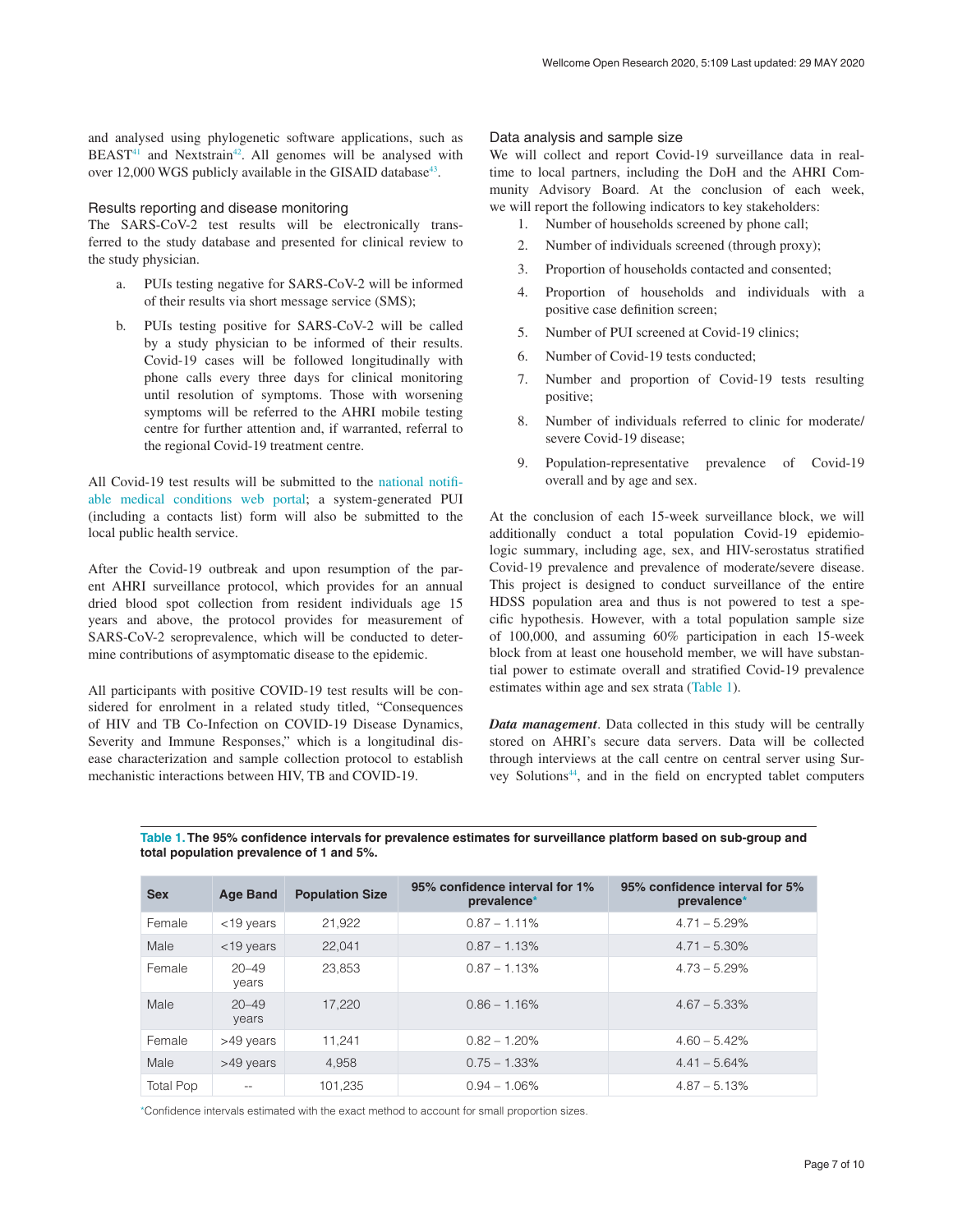and analysed using phylogenetic software applications, such as BEAST[41] and Nextstrain[42]. All genomes will be analysed with over 12,000 WGS publicly available in the GISAID database[43].

### Results reporting and disease monitoring

The SARS-CoV-2 test results will be electronically transferred to the study database and presented for clinical review to the study physician.

a. PUIs testing negative for SARS-CoV-2 will be informed of their results via short message service (SMS);

b. PUIs testing positive for SARS-CoV-2 will be called by a study physician to be informed of their results. Covid-19 cases will be followed longitudinally with phone calls every three days for clinical monitoring until resolution of symptoms. Those with worsening symptoms will be referred to the AHRI mobile testing centre for further attention and, if warranted, referral to the regional Covid-19 treatment centre.

All Covid-19 test results will be submitted to the national notifiable medical conditions web portal; a system-generated PUI (including a contacts list) form will also be submitted to the local public health service.

After the Covid-19 outbreak and upon resumption of the parent AHRI surveillance protocol, which provides for an annual dried blood spot collection from resident individuals age 15 years and above, the protocol provides for measurement of SARS-CoV-2 seroprevalence, which will be conducted to determine contributions of asymptomatic disease to the epidemic.

All participants with positive COVID-19 test results will be considered for enrolment in a related study titled, "Consequences of HIV and TB Co-Infection on COVID-19 Disease Dynamics, Severity and Immune Responses," which is a longitudinal disease characterization and sample collection protocol to establish mechanistic interactions between HIV, TB and COVID-19.

### Data analysis and sample size

We will collect and report Covid-19 surveillance data in real-time to local partners, including the DoH and the AHRI Community Advisory Board. At the conclusion of each week, we will report the following indicators to key stakeholders:

1. Number of households screened by phone call;
2. Number of individuals screened (through proxy);
3. Proportion of households contacted and consented;
4. Proportion of households and individuals with a positive case definition screen;
5. Number of PUI screened at Covid-19 clinics;
6. Number of Covid-19 tests conducted;
7. Number and proportion of Covid-19 tests resulting positive;
8. Number of individuals referred to clinic for moderate/severe Covid-19 disease;
9. Population-representative prevalence of Covid-19 overall and by age and sex.

At the conclusion of each 15-week surveillance block, we will additionally conduct a total population Covid-19 epidemiologic summary, including age, sex, and HIV-serostatus stratified Covid-19 prevalence and prevalence of moderate/severe disease. This project is designed to conduct surveillance of the entire HDSS population area and thus is not powered to test a specific hypothesis. However, with a total population sample size of 100,000, and assuming 60% participation in each 15-week block from at least one household member, we will have substantial power to estimate overall and stratified Covid-19 prevalence estimates within age and sex strata (Table 1).

***Data management***. Data collected in this study will be centrally stored on AHRI's secure data servers. Data will be collected through interviews at the call centre on central server using Survey Solutions[44], and in the field on encrypted tablet computers

**Table 1. The 95% confidence intervals for prevalence estimates for surveillance platform based on sub-group and total population prevalence of 1 and 5%.**

| Sex | Age Band | Population Size | 95% confidence interval for 1% prevalence* | 95% confidence interval for 5% prevalence* |
|---|---|---|---|---|
| Female | <19 years | 21,922 | 0.87 – 1.11% | 4.71 – 5.29% |
| Male | <19 years | 22,041 | 0.87 – 1.13% | 4.71 – 5.30% |
| Female | 20–49 years | 23,853 | 0.87 – 1.13% | 4.73 – 5.29% |
| Male | 20–49 years | 17,220 | 0.86 – 1.16% | 4.67 – 5.33% |
| Female | >49 years | 11,241 | 0.82 – 1.20% | 4.60 – 5.42% |
| Male | >49 years | 4,958 | 0.75 – 1.33% | 4.41 – 5.64% |
| Total Pop | -- | 101,235 | 0.94 – 1.06% | 4.87 – 5.13% |

*Confidence intervals estimated with the exact method to account for small proportion sizes.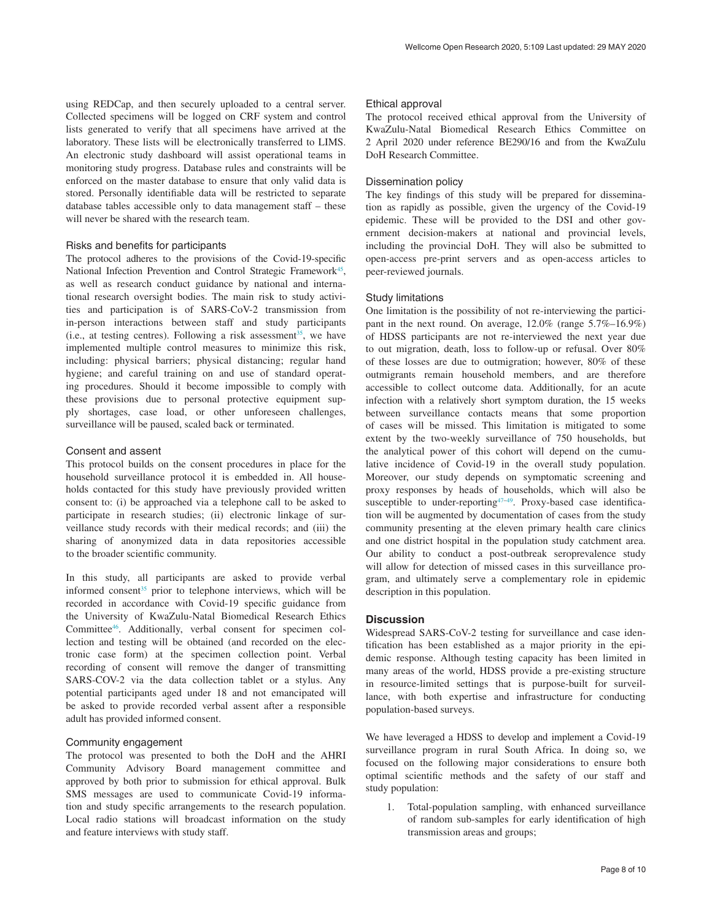using REDCap, and then securely uploaded to a central server. Collected specimens will be logged on CRF system and control lists generated to verify that all specimens have arrived at the laboratory. These lists will be electronically transferred to LIMS. An electronic study dashboard will assist operational teams in monitoring study progress. Database rules and constraints will be enforced on the master database to ensure that only valid data is stored. Personally identifiable data will be restricted to separate database tables accessible only to data management staff – these will never be shared with the research team.

### Risks and benefits for participants

The protocol adheres to the provisions of the Covid-19-specific National Infection Prevention and Control Strategic Framework[45], as well as research conduct guidance by national and international research oversight bodies. The main risk to study activities and participation is of SARS-CoV-2 transmission from in-person interactions between staff and study participants (i.e., at testing centres). Following a risk assessment[35], we have implemented multiple control measures to minimize this risk, including: physical barriers; physical distancing; regular hand hygiene; and careful training on and use of standard operating procedures. Should it become impossible to comply with these provisions due to personal protective equipment supply shortages, case load, or other unforeseen challenges, surveillance will be paused, scaled back or terminated.

### Consent and assent

This protocol builds on the consent procedures in place for the household surveillance protocol it is embedded in. All households contacted for this study have previously provided written consent to: (i) be approached via a telephone call to be asked to participate in research studies; (ii) electronic linkage of surveillance study records with their medical records; and (iii) the sharing of anonymized data in data repositories accessible to the broader scientific community.

In this study, all participants are asked to provide verbal informed consent[35] prior to telephone interviews, which will be recorded in accordance with Covid-19 specific guidance from the University of KwaZulu-Natal Biomedical Research Ethics Committee[46]. Additionally, verbal consent for specimen collection and testing will be obtained (and recorded on the electronic case form) at the specimen collection point. Verbal recording of consent will remove the danger of transmitting SARS-COV-2 via the data collection tablet or a stylus. Any potential participants aged under 18 and not emancipated will be asked to provide recorded verbal assent after a responsible adult has provided informed consent.

### Community engagement

The protocol was presented to both the DoH and the AHRI Community Advisory Board management committee and approved by both prior to submission for ethical approval. Bulk SMS messages are used to communicate Covid-19 information and study specific arrangements to the research population. Local radio stations will broadcast information on the study and feature interviews with study staff.

### Ethical approval

The protocol received ethical approval from the University of KwaZulu-Natal Biomedical Research Ethics Committee on 2 April 2020 under reference BE290/16 and from the KwaZulu DoH Research Committee.

### Dissemination policy

The key findings of this study will be prepared for dissemination as rapidly as possible, given the urgency of the Covid-19 epidemic. These will be provided to the DSI and other government decision-makers at national and provincial levels, including the provincial DoH. They will also be submitted to open-access pre-print servers and as open-access articles to peer-reviewed journals.

### Study limitations

One limitation is the possibility of not re-interviewing the participant in the next round. On average, 12.0% (range 5.7%–16.9%) of HDSS participants are not re-interviewed the next year due to out migration, death, loss to follow-up or refusal. Over 80% of these losses are due to outmigration; however, 80% of these outmigrants remain household members, and are therefore accessible to collect outcome data. Additionally, for an acute infection with a relatively short symptom duration, the 15 weeks between surveillance contacts means that some proportion of cases will be missed. This limitation is mitigated to some extent by the two-weekly surveillance of 750 households, but the analytical power of this cohort will depend on the cumulative incidence of Covid-19 in the overall study population. Moreover, our study depends on symptomatic screening and proxy responses by heads of households, which will also be susceptible to under-reporting[47–49]. Proxy-based case identification will be augmented by documentation of cases from the study community presenting at the eleven primary health care clinics and one district hospital in the population study catchment area. Our ability to conduct a post-outbreak seroprevalence study will allow for detection of missed cases in this surveillance program, and ultimately serve a complementary role in epidemic description in this population.

## Discussion

Widespread SARS-CoV-2 testing for surveillance and case identification has been established as a major priority in the epidemic response. Although testing capacity has been limited in many areas of the world, HDSS provide a pre-existing structure in resource-limited settings that is purpose-built for surveillance, with both expertise and infrastructure for conducting population-based surveys.

We have leveraged a HDSS to develop and implement a Covid-19 surveillance program in rural South Africa. In doing so, we focused on the following major considerations to ensure both optimal scientific methods and the safety of our staff and study population:

1. Total-population sampling, with enhanced surveillance of random sub-samples for early identification of high transmission areas and groups;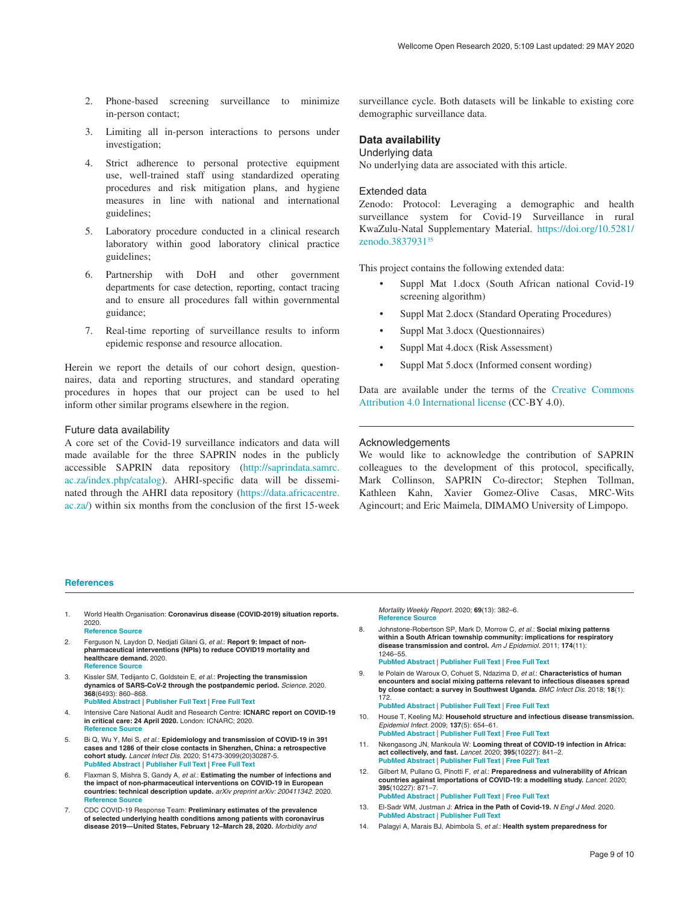2. Phone-based screening surveillance to minimize in-person contact;

3. Limiting all in-person interactions to persons under investigation;

4. Strict adherence to personal protective equipment use, well-trained staff using standardized operating procedures and risk mitigation plans, and hygiene measures in line with national and international guidelines;

5. Laboratory procedure conducted in a clinical research laboratory within good laboratory clinical practice guidelines;

6. Partnership with DoH and other government departments for case detection, reporting, contact tracing and to ensure all procedures fall within governmental guidance;

7. Real-time reporting of surveillance results to inform epidemic response and resource allocation.

Herein we report the details of our cohort design, questionnaires, data and reporting structures, and standard operating procedures in hopes that our project can be used to hel inform other similar programs elsewhere in the region.

### Future data availability

A core set of the Covid-19 surveillance indicators and data will made available for the three SAPRIN nodes in the publicly accessible SAPRIN data repository (http://saprindata.samrc.ac.za/index.php/catalog). AHRI-specific data will be disseminated through the AHRI data repository (https://data.africacentre.ac.za/) within six months from the conclusion of the first 15-week surveillance cycle. Both datasets will be linkable to existing core demographic surveillance data.

## Data availability

### Underlying data

No underlying data are associated with this article.

### Extended data

Zenodo: Protocol: Leveraging a demographic and health surveillance system for Covid-19 Surveillance in rural KwaZulu-Natal Supplementary Material. https://doi.org/10.5281/zenodo.3837931[35]

This project contains the following extended data:

- Suppl Mat 1.docx (South African national Covid-19 screening algorithm)
- Suppl Mat 2.docx (Standard Operating Procedures)
- Suppl Mat 3.docx (Questionnaires)
- Suppl Mat 4.docx (Risk Assessment)
- Suppl Mat 5.docx (Informed consent wording)

Data are available under the terms of the Creative Commons Attribution 4.0 International license (CC-BY 4.0).

### Acknowledgements

We would like to acknowledge the contribution of SAPRIN colleagues to the development of this protocol, specifically, Mark Collinson, SAPRIN Co-director; Stephen Tollman, Kathleen Kahn, Xavier Gomez-Olive Casas, MRC-Wits Agincourt; and Eric Maimela, DIMAMO University of Limpopo.

## References

1. World Health Organisation: **Coronavirus disease (COVID-2019) situation reports.** 2020.
Reference Source

2. Ferguson N, Laydon D, Nedjati Gilani G, *et al.*: **Report 9: Impact of non-pharmaceutical interventions (NPIs) to reduce COVID19 mortality and healthcare demand.** 2020.
Reference Source

3. Kissler SM, Tedijanto C, Goldstein E, *et al.*: **Projecting the transmission dynamics of SARS-CoV-2 through the postpandemic period.** *Science.* 2020. **368**(6493): 860–868.
PubMed Abstract | Publisher Full Text | Free Full Text

4. Intensive Care National Audit and Research Centre: **ICNARC report on COVID-19 in critical care: 24 April 2020.** London: ICNARC; 2020.
Reference Source

5. Bi Q, Wu Y, Mei S, *et al.*: **Epidemiology and transmission of COVID-19 in 391 cases and 1286 of their close contacts in Shenzhen, China: a retrospective cohort study.** *Lancet Infect Dis.* 2020; S1473-3099(20)30287-5.
PubMed Abstract | Publisher Full Text | Free Full Text

6. Flaxman S, Mishra S, Gandy A, *et al.*: **Estimating the number of infections and the impact of non-pharmaceutical interventions on COVID-19 in European countries: technical description update.** *arXiv preprint arXiv: 200411342.* 2020.
Reference Source

7. CDC COVID-19 Response Team: **Preliminary estimates of the prevalence of selected underlying health conditions among patients with coronavirus disease 2019—United States, February 12–March 28, 2020.** *Morbidity and Mortality Weekly Report.* 2020; **69**(13): 382–6.
Reference Source

8. Johnstone-Robertson SP, Mark D, Morrow C, *et al.*: **Social mixing patterns within a South African township community: implications for respiratory disease transmission and control.** *Am J Epidemiol.* 2011; **174**(11): 1246–55.
PubMed Abstract | Publisher Full Text | Free Full Text

9. le Polain de Waroux O, Cohuet S, Ndazima D, *et al.*: **Characteristics of human encounters and social mixing patterns relevant to infectious diseases spread by close contact: a survey in Southwest Uganda.** *BMC Infect Dis.* 2018; **18**(1): 172.
PubMed Abstract | Publisher Full Text | Free Full Text

10. House T, Keeling MJ: **Household structure and infectious disease transmission.** *Epidemiol Infect.* 2009; **137**(5): 654–61.
PubMed Abstract | Publisher Full Text | Free Full Text

11. Nkengasong JN, Mankoula W: **Looming threat of COVID-19 infection in Africa: act collectively, and fast.** *Lancet.* 2020; **395**(10227): 841–2.
PubMed Abstract | Publisher Full Text | Free Full Text

12. Gilbert M, Pullano G, Pinotti F, *et al.*: **Preparedness and vulnerability of African countries against importations of COVID-19: a modelling study.** *Lancet.* 2020; **395**(10227): 871–7.
PubMed Abstract | Publisher Full Text | Free Full Text

13. El-Sadr WM, Justman J: **Africa in the Path of Covid-19.** *N Engl J Med.* 2020.
PubMed Abstract | Publisher Full Text

14. Palagyi A, Marais BJ, Abimbola S, *et al.*: **Health system preparedness for**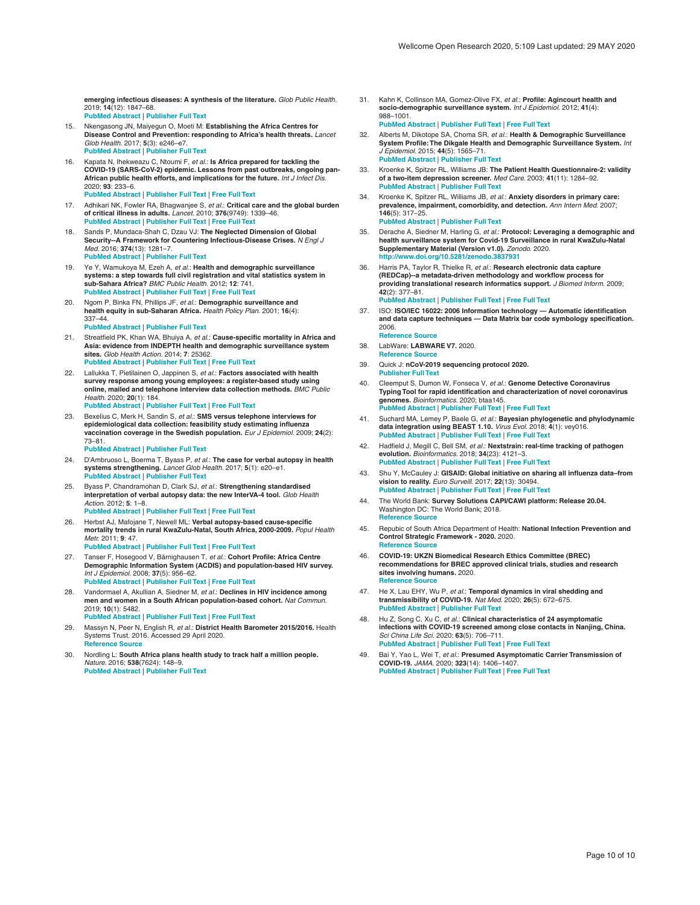emerging infectious diseases: A synthesis of the literature. *Glob Public Health.* 2019; **14**(12): 1847–68.
PubMed Abstract | Publisher Full Text

15. Nkengasong JN, Maiyegun O, Moeti M: **Establishing the Africa Centres for Disease Control and Prevention: responding to Africa's health threats.** *Lancet Glob Health.* 2017; **5**(3): e246–e7.
PubMed Abstract | Publisher Full Text

16. Kapata N, Ihekweazu C, Ntoumi F, *et al.*: **Is Africa prepared for tackling the COVID-19 (SARS-CoV-2) epidemic. Lessons from past outbreaks, ongoing pan-African public health efforts, and implications for the future.** *Int J Infect Dis.* 2020; **93**: 233–6.
PubMed Abstract | Publisher Full Text | Free Full Text

17. Adhikari NK, Fowler RA, Bhagwanjee S, *et al.*: **Critical care and the global burden of critical illness in adults.** *Lancet.* 2010; **376**(9749): 1339–46.
PubMed Abstract | Publisher Full Text | Free Full Text

18. Sands P, Mundaca-Shah C, Dzau VJ: **The Neglected Dimension of Global Security--A Framework for Countering Infectious-Disease Crises.** *N Engl J Med.* 2016; **374**(13): 1281–7.
PubMed Abstract | Publisher Full Text

19. Ye Y, Wamukoya M, Ezeh A, *et al.*: **Health and demographic surveillance systems: a step towards full civil registration and vital statistics system in sub-Sahara Africa?** *BMC Public Health.* 2012; **12**: 741.
PubMed Abstract | Publisher Full Text | Free Full Text

20. Ngom P, Binka FN, Phillips JF, *et al.*: **Demographic surveillance and health equity in sub-Saharan Africa.** *Health Policy Plan.* 2001; **16**(4): 337–44.
PubMed Abstract | Publisher Full Text

21. Streatfield PK, Khan WA, Bhuiya A, *et al.*: **Cause-specific mortality in Africa and Asia: evidence from INDEPTH health and demographic surveillance system sites.** *Glob Health Action.* 2014; **7**: 25362.
PubMed Abstract | Publisher Full Text | Free Full Text

22. Lallukka T, Pietilainen O, Jappinen S, *et al.*: **Factors associated with health survey response among young employees: a register-based study using online, mailed and telephone interview data collection methods.** *BMC Public Health.* 2020; **20**(1): 184.
PubMed Abstract | Publisher Full Text | Free Full Text

23. Bexelius C, Merk H, Sandin S, *et al.*: **SMS versus telephone interviews for epidemiological data collection: feasibility study estimating influenza vaccination coverage in the Swedish population.** *Eur J Epidemiol.* 2009; **24**(2): 73–81.
PubMed Abstract | Publisher Full Text

24. D'Ambruoso L, Boerma T, Byass P, *et al.*: **The case for verbal autopsy in health systems strengthening.** *Lancet Glob Health.* 2017; **5**(1): e20–e1.
PubMed Abstract | Publisher Full Text

25. Byass P, Chandramohan D, Clark SJ, *et al.*: **Strengthening standardised interpretation of verbal autopsy data: the new InterVA-4 tool.** *Glob Health Action.* 2012; **5**: 1–8.
PubMed Abstract | Publisher Full Text | Free Full Text

26. Herbst AJ, Mafojane T, Newell ML: **Verbal autopsy-based cause-specific mortality trends in rural KwaZulu-Natal, South Africa, 2000-2009.** *Popul Health Metr.* 2011; **9**: 47.
PubMed Abstract | Publisher Full Text | Free Full Text

27. Tanser F, Hosegood V, Bärnighausen T, *et al.*: **Cohort Profile: Africa Centre Demographic Information System (ACDIS) and population-based HIV survey.** *Int J Epidemiol.* 2008; **37**(5): 956–62.
PubMed Abstract | Publisher Full Text | Free Full Text

28. Vandormael A, Akullian A, Siedner M, *et al.*: **Declines in HIV incidence among men and women in a South African population-based cohort.** *Nat Commun.* 2019; **10**(1): 5482.
PubMed Abstract | Publisher Full Text | Free Full Text

29. Massyn N, Peer N, English R, *et al.*: **District Health Barometer 2015/2016.** Health Systems Trust. 2016. Accessed 29 April 2020.
Reference Source

30. Nordling L: **South Africa plans health study to track half a million people.** *Nature.* 2016; **538**(7624): 148–9.
PubMed Abstract | Publisher Full Text

31. Kahn K, Collinson MA, Gomez-Olive FX, *et al.*: **Profile: Agincourt health and socio-demographic surveillance system.** *Int J Epidemiol.* 2012; **41**(4): 988–1001.
PubMed Abstract | Publisher Full Text | Free Full Text

32. Alberts M, Dikotope SA, Choma SR, *et al.*: **Health & Demographic Surveillance System Profile: The Dikgale Health and Demographic Surveillance System.** *Int J Epidemiol.* 2015; **44**(5): 1565–71.
PubMed Abstract | Publisher Full Text

33. Kroenke K, Spitzer RL, Williams JB: **The Patient Health Questionnaire-2: validity of a two-item depression screener.** *Med Care.* 2003; **41**(11): 1284–92.
PubMed Abstract | Publisher Full Text

34. Kroenke K, Spitzer RL, Williams JB, *et al.*: **Anxiety disorders in primary care: prevalence, impairment, comorbidity, and detection.** *Ann Intern Med.* 2007; **146**(5): 317–25.
PubMed Abstract | Publisher Full Text

35. Derache A, Siedner M, Harling G, *et al.*: **Protocol: Leveraging a demographic and health surveillance system for Covid-19 Surveillance in rural KwaZulu-Natal Supplementary Material (Version v1.0).** *Zenodo.* 2020.
http://www.doi.org/10.5281/zenodo.3837931

36. Harris PA, Taylor R, Thielke R, *et al.*: **Research electronic data capture (REDCap)--a metadata-driven methodology and workflow process for providing translational research informatics support.** *J Biomed Inform.* 2009; **42**(2): 377–81.
PubMed Abstract | Publisher Full Text | Free Full Text

37. ISO: **ISO/IEC 16022: 2006 Information technology — Automatic identification and data capture techniques — Data Matrix bar code symbology specification.** 2006.
Reference Source

38. LabWare: **LABWARE V7.** 2020.
Reference Source

39. Quick J: **nCoV-2019 sequencing protocol 2020.**
Publisher Full Text

40. Cleemput S, Dumon W, Fonseca V, *et al.*: **Genome Detective Coronavirus Typing Tool for rapid identification and characterization of novel coronavirus genomes.** *Bioinformatics.* 2020; btaa145.
PubMed Abstract | Publisher Full Text | Free Full Text

41. Suchard MA, Lemey P, Baele G, *et al.*: **Bayesian phylogenetic and phylodynamic data integration using BEAST 1.10.** *Virus Evol.* 2018; **4**(1): vey016.
PubMed Abstract | Publisher Full Text | Free Full Text

42. Hadfield J, Megill C, Bell SM, *et al.*: **Nextstrain: real-time tracking of pathogen evolution.** *Bioinformatics.* 2018; **34**(23): 4121–3.
PubMed Abstract | Publisher Full Text | Free Full Text

43. Shu Y, McCauley J: **GISAID: Global initiative on sharing all influenza data–from vision to reality.** *Euro Surveill.* 2017; **22**(13): 30494.
PubMed Abstract | Publisher Full Text | Free Full Text

44. The World Bank: **Survey Solutions CAPI/CAWI platform: Release 20.04.** Washington DC: The World Bank; 2018.
Reference Source

45. Repubic of South Africa Department of Health: **National Infection Prevention and Control Strategic Framework - 2020.** 2020.
Reference Source

46. **COVID-19: UKZN Biomedical Research Ethics Committee (BREC) recommendations for BREC approved clinical trials, studies and research sites involving humans.** 2020.
Reference Source

47. He X, Lau EHY, Wu P, *et al.*: **Temporal dynamics in viral shedding and transmissibility of COVID-19.** *Nat Med.* 2020; **26**(5): 672–675.
PubMed Abstract | Publisher Full Text

48. Hu Z, Song C, Xu C, *et al.*: **Clinical characteristics of 24 asymptomatic infections with COVID-19 screened among close contacts in Nanjing, China.** *Sci China Life Sci.* 2020; **63**(5): 706–711.
PubMed Abstract | Publisher Full Text | Free Full Text

49. Bai Y, Yao L, Wei T, *et al.*: **Presumed Asymptomatic Carrier Transmission of COVID-19.** *JAMA.* 2020; **323**(14): 1406–1407.
PubMed Abstract | Publisher Full Text | Free Full Text